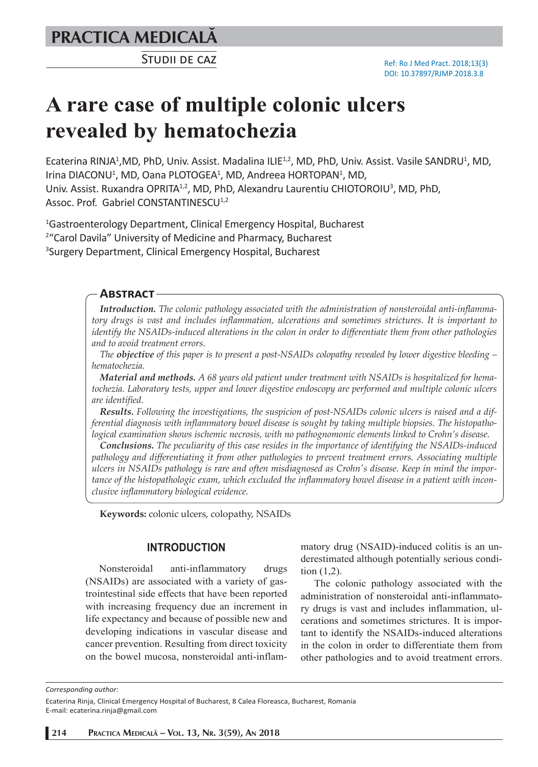PRACTICA MEDICALĂ

STUDII DE CAZ

Ref: Ro J Med Pract. 2018;13(3)
DOI: 10.37897/RJMP.2018.3.8

# A rare case of multiple colonic ulcers revealed by hematochezia

Ecaterina RINJA[1],MD, PhD, Univ. Assist. Madalina ILIE[1,2], MD, PhD, Univ. Assist. Vasile SANDRU[1], MD, Irina DIACONU[1], MD, Oana PLOTOGEA[1], MD, Andreea HORTOPAN[1], MD, Univ. Assist. Ruxandra OPRITA[1,2], MD, PhD, Alexandru Laurentiu CHIOTOROIU[3], MD, PhD, Assoc. Prof. Gabriel CONSTANTINESCU[1,2]

[1]Gastroenterology Department, Clinical Emergency Hospital, Bucharest
[2]"Carol Davila" University of Medicine and Pharmacy, Bucharest
[3]Surgery Department, Clinical Emergency Hospital, Bucharest

## Abstract

***Introduction.*** *The colonic pathology associated with the administration of nonsteroidal anti-inflammatory drugs is vast and includes inflammation, ulcerations and sometimes strictures. It is important to identify the NSAIDs-induced alterations in the colon in order to differentiate them from other pathologies and to avoid treatment errors.*

*The* ***objective*** *of this paper is to present a post-NSAIDs colopathy revealed by lower digestive bleeding – hematochezia.*

***Material and methods.*** *A 68 years old patient under treatment with NSAIDs is hospitalized for hematochezia. Laboratory tests, upper and lower digestive endoscopy are performed and multiple colonic ulcers are identified.*

***Results.*** *Following the investigations, the suspicion of post-NSAIDs colonic ulcers is raised and a differential diagnosis with inflammatory bowel disease is sought by taking multiple biopsies. The histopathological examination shows ischemic necrosis, with no pathognomonic elements linked to Crohn's disease.*

***Conclusions.*** *The peculiarity of this case resides in the importance of identifying the NSAIDs-induced pathology and differentiating it from other pathologies to prevent treatment errors. Associating multiple ulcers in NSAIDs pathology is rare and often misdiagnosed as Crohn's disease. Keep in mind the importance of the histopathologic exam, which excluded the inflammatory bowel disease in a patient with inconclusive inflammatory biological evidence.*

**Keywords:** colonic ulcers, colopathy, NSAIDs

## INTRODUCTION

Nonsteroidal anti-inflammatory drugs (NSAIDs) are associated with a variety of gastrointestinal side effects that have been reported with increasing frequency due an increment in life expectancy and because of possible new and developing indications in vascular disease and cancer prevention. Resulting from direct toxicity on the bowel mucosa, nonsteroidal anti-inflammatory drug (NSAID)-induced colitis is an underestimated although potentially serious condition (1,2).

The colonic pathology associated with the administration of nonsteroidal anti-inflammatory drugs is vast and includes inflammation, ulcerations and sometimes strictures. It is important to identify the NSAIDs-induced alterations in the colon in order to differentiate them from other pathologies and to avoid treatment errors.

*Corresponding author:*

Ecaterina Rinja, Clinical Emergency Hospital of Bucharest, 8 Calea Floreasca, Bucharest, Romania
E-mail: ecaterina.rinja@gmail.com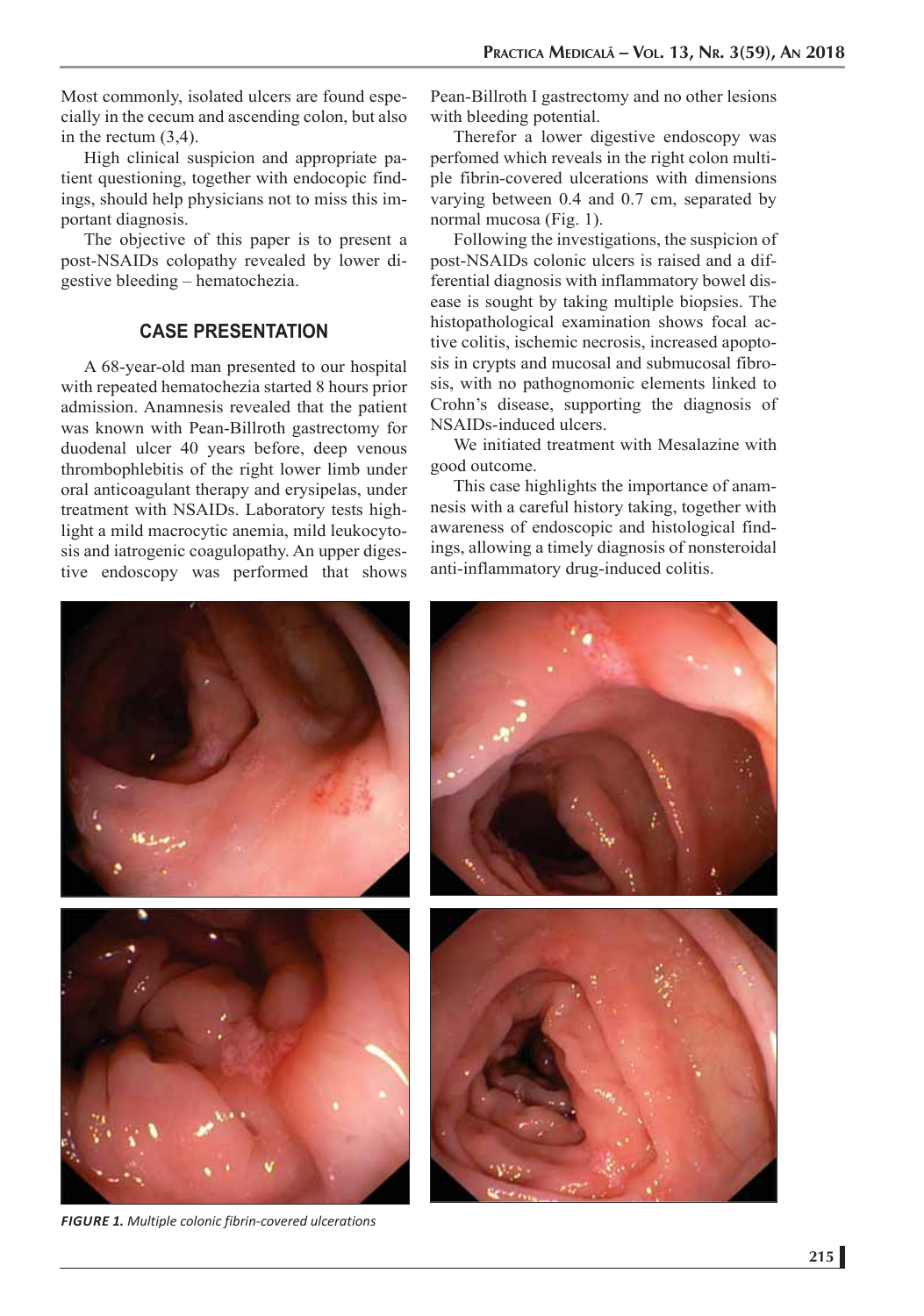Most commonly, isolated ulcers are found especially in the cecum and ascending colon, but also in the rectum (3,4).

High clinical suspicion and appropriate patient questioning, together with endocopic findings, should help physicians not to miss this important diagnosis.

The objective of this paper is to present a post-NSAIDs colopathy revealed by lower digestive bleeding – hematochezia.

## CASE PRESENTATION

A 68-year-old man presented to our hospital with repeated hematochezia started 8 hours prior admission. Anamnesis revealed that the patient was known with Pean-Billroth gastrectomy for duodenal ulcer 40 years before, deep venous thrombophlebitis of the right lower limb under oral anticoagulant therapy and erysipelas, under treatment with NSAIDs. Laboratory tests highlight a mild macrocytic anemia, mild leukocytosis and iatrogenic coagulopathy. An upper digestive endoscopy was performed that shows Pean-Billroth I gastrectomy and no other lesions with bleeding potential.

Therefor a lower digestive endoscopy was perfomed which reveals in the right colon multiple fibrin-covered ulcerations with dimensions varying between 0.4 and 0.7 cm, separated by normal mucosa (Fig. 1).

Following the investigations, the suspicion of post-NSAIDs colonic ulcers is raised and a differential diagnosis with inflammatory bowel disease is sought by taking multiple biopsies. The histopathological examination shows focal active colitis, ischemic necrosis, increased apoptosis in crypts and mucosal and submucosal fibrosis, with no pathognomonic elements linked to Crohn's disease, supporting the diagnosis of NSAIDs-induced ulcers.

We initiated treatment with Mesalazine with good outcome.

This case highlights the importance of anamnesis with a careful history taking, together with awareness of endoscopic and histological findings, allowing a timely diagnosis of nonsteroidal anti-inflammatory drug-induced colitis.

***FIGURE 1.*** *Multiple colonic fibrin-covered ulcerations*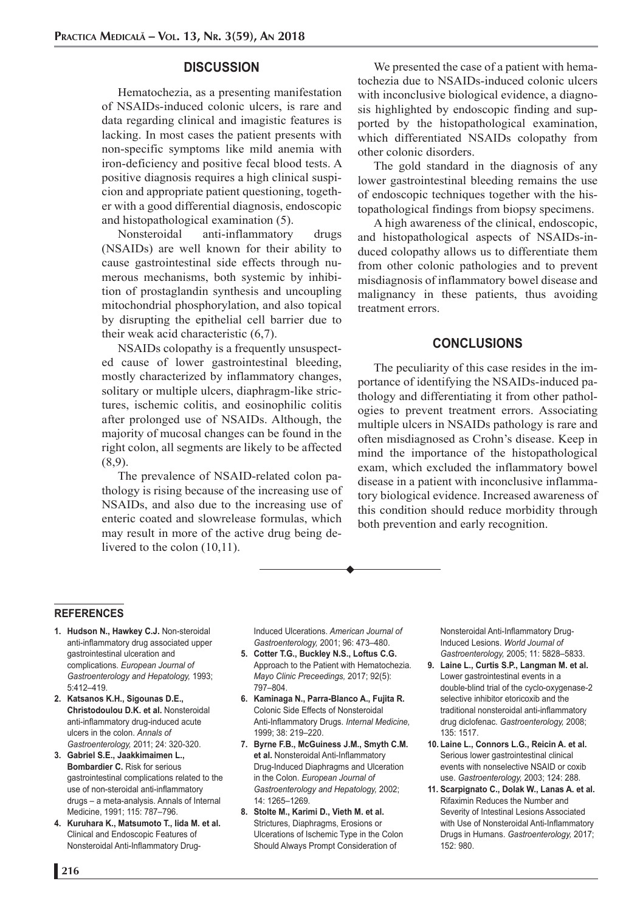## DISCUSSION

Hematochezia, as a presenting manifestation of NSAIDs-induced colonic ulcers, is rare and data regarding clinical and imagistic features is lacking. In most cases the patient presents with non-specific symptoms like mild anemia with iron-deficiency and positive fecal blood tests. A positive diagnosis requires a high clinical suspicion and appropriate patient questioning, together with a good differential diagnosis, endoscopic and histopathological examination (5).

Nonsteroidal anti-inflammatory drugs (NSAIDs) are well known for their ability to cause gastrointestinal side effects through numerous mechanisms, both systemic by inhibition of prostaglandin synthesis and uncoupling mitochondrial phosphorylation, and also topical by disrupting the epithelial cell barrier due to their weak acid characteristic (6,7).

NSAIDs colopathy is a frequently unsuspected cause of lower gastrointestinal bleeding, mostly characterized by inflammatory changes, solitary or multiple ulcers, diaphragm-like strictures, ischemic colitis, and eosinophilic colitis after prolonged use of NSAIDs. Although, the majority of mucosal changes can be found in the right colon, all segments are likely to be affected (8,9).

The prevalence of NSAID-related colon pathology is rising because of the increasing use of NSAIDs, and also due to the increasing use of enteric coated and slowrelease formulas, which may result in more of the active drug being delivered to the colon (10,11).

We presented the case of a patient with hematochezia due to NSAIDs-induced colonic ulcers with inconclusive biological evidence, a diagnosis highlighted by endoscopic finding and supported by the histopathological examination, which differentiated NSAIDs colopathy from other colonic disorders.

The gold standard in the diagnosis of any lower gastrointestinal bleeding remains the use of endoscopic techniques together with the histopathological findings from biopsy specimens.

A high awareness of the clinical, endoscopic, and histopathological aspects of NSAIDs-induced colopathy allows us to differentiate them from other colonic pathologies and to prevent misdiagnosis of inflammatory bowel disease and malignancy in these patients, thus avoiding treatment errors.

## CONCLUSIONS

The peculiarity of this case resides in the importance of identifying the NSAIDs-induced pathology and differentiating it from other pathologies to prevent treatment errors. Associating multiple ulcers in NSAIDs pathology is rare and often misdiagnosed as Crohn's disease. Keep in mind the importance of the histopathological exam, which excluded the inflammatory bowel disease in a patient with inconclusive inflammatory biological evidence. Increased awareness of this condition should reduce morbidity through both prevention and early recognition.

## REFERENCES

1. **Hudson N., Hawkey C.J.** Non-steroidal anti-inflammatory drug associated upper gastrointestinal ulceration and complications. *European Journal of Gastroenterology and Hepatology,* 1993; 5:412–419.
2. **Katsanos K.H., Sigounas D.E., Christodoulou D.K. et al.** Nonsteroidal anti-inflammatory drug-induced acute ulcers in the colon. *Annals of Gastroenterology,* 2011; 24: 320-320.
3. **Gabriel S.E., Jaakkimaimen L., Bombardier C.** Risk for serious gastrointestinal complications related to the use of non-steroidal anti-inflammatory drugs – a meta-analysis. Annals of Internal Medicine, 1991; 115: 787–796.
4. **Kuruhara K., Matsumoto T., Iida M. et al.** Clinical and Endoscopic Features of Nonsteroidal Anti-Inflammatory Drug-Induced Ulcerations. *American Journal of Gastroenterology,* 2001; 96: 473–480.
5. **Cotter T.G., Buckley N.S., Loftus C.G.** Approach to the Patient with Hematochezia. *Mayo Clinic Preceedings,* 2017; 92(5): 797–804.
6. **Kaminaga N., Parra-Blanco A., Fujita R.** Colonic Side Effects of Nonsteroidal Anti-Inflammatory Drugs. *Internal Medicine,* 1999; 38: 219–220.
7. **Byrne F.B., McGuiness J.M., Smyth C.M. et al.** Nonsteroidal Anti-Inflammatory Drug-Induced Diaphragms and Ulceration in the Colon. *European Journal of Gastroenterology and Hepatology,* 2002; 14: 1265–1269.
8. **Stolte M., Karimi D., Vieth M. et al.** Strictures, Diaphragms, Erosions or Ulcerations of Ischemic Type in the Colon Should Always Prompt Consideration of Nonsteroidal Anti-Inflammatory Drug-Induced Lesions. *World Journal of Gastroenterology,* 2005; 11: 5828–5833.
9. **Laine L., Curtis S.P., Langman M. et al.** Lower gastrointestinal events in a double-blind trial of the cyclo-oxygenase-2 selective inhibitor etoricoxib and the traditional nonsteroidal anti-inflammatory drug diclofenac. *Gastroenterology,* 2008; 135: 1517.
10. **Laine L., Connors L.G., Reicin A. et al.** Serious lower gastrointestinal clinical events with nonselective NSAID or coxib use. *Gastroenterology,* 2003; 124: 288.
11. **Scarpignato C., Dolak W., Lanas A. et al.** Rifaximin Reduces the Number and Severity of Intestinal Lesions Associated with Use of Nonsteroidal Anti-Inflammatory Drugs in Humans. *Gastroenterology,* 2017; 152: 980.